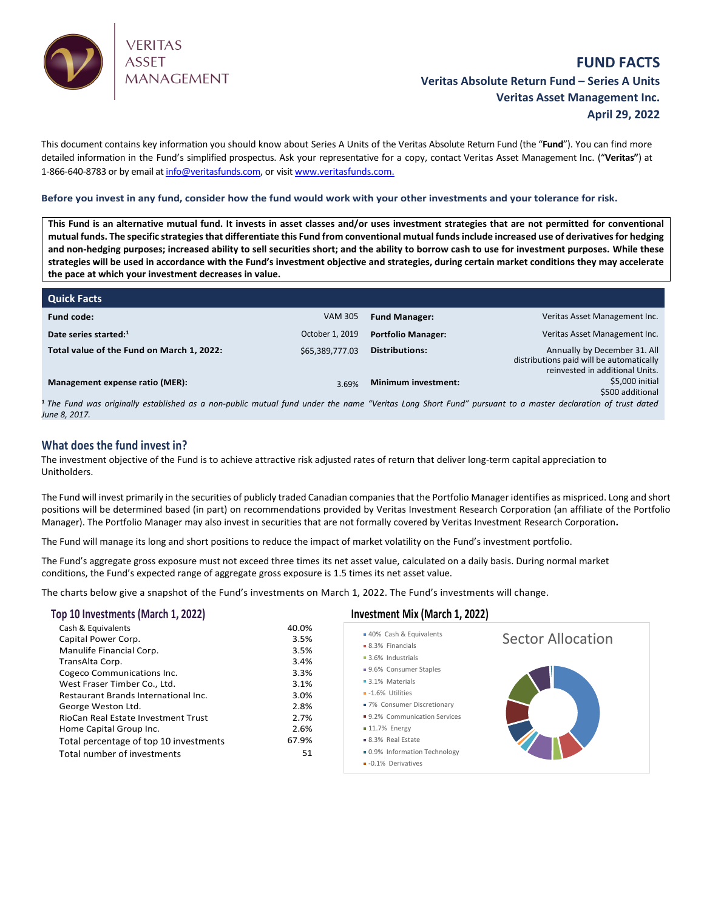# FUND FACTS

## Veritas Absolute Return Fund – Series A Units

## Veritas Asset Management Inc.

## April 29, 2022

This document contains key information you should know about Series A Units of the Veritas Absolute Return Fund (the "**Fund**"). You can find more detailed information in the Fund's simplified prospectus. Ask your representative for a copy, contact Veritas Asset Management Inc. ("**Veritas"**) at 1-866-640-8783 or by email at info@veritasfunds.com, or visit www.veritasfunds.com.

**Before you invest in any fund, consider how the fund would work with your other investments and your tolerance for risk.**

**This Fund is an alternative mutual fund. It invests in asset classes and/or uses investment strategies that are not permitted for conventional mutual funds. The specific strategies that differentiate this Fund from conventional mutual funds include increased use of derivatives for hedging and non-hedging purposes; increased ability to sell securities short; and the ability to borrow cash to use for investment purposes. While these strategies will be used in accordance with the Fund's investment objective and strategies, during certain market conditions they may accelerate the pace at which your investment decreases in value.**

## Quick Facts

| | | | |
|---|---|---|---|
| **Fund code:** | VAM 305 | **Fund Manager:** | Veritas Asset Management Inc. |
| **Date series started:**[1] | October 1, 2019 | **Portfolio Manager:** | Veritas Asset Management Inc. |
| **Total value of the Fund on March 1, 2022:** | $65,389,777.03 | **Distributions:** | Annually by December 31. All distributions paid will be automatically reinvested in additional Units. |
| **Management expense ratio (MER):** | 3.69% | **Minimum investment:** | $5,000 initial<br>$500 additional |

[1] *The Fund was originally established as a non-public mutual fund under the name "Veritas Long Short Fund" pursuant to a master declaration of trust dated June 8, 2017.*

## What does the fund invest in?

The investment objective of the Fund is to achieve attractive risk adjusted rates of return that deliver long-term capital appreciation to Unitholders.

The Fund will invest primarily in the securities of publicly traded Canadian companies that the Portfolio Manager identifies as mispriced. Long and short positions will be determined based (in part) on recommendations provided by Veritas Investment Research Corporation (an affiliate of the Portfolio Manager). The Portfolio Manager may also invest in securities that are not formally covered by Veritas Investment Research Corporation**.**

The Fund will manage its long and short positions to reduce the impact of market volatility on the Fund's investment portfolio.

The Fund's aggregate gross exposure must not exceed three times its net asset value, calculated on a daily basis. During normal market conditions, the Fund's expected range of aggregate gross exposure is 1.5 times its net asset value.

The charts below give a snapshot of the Fund's investments on March 1, 2022. The Fund's investments will change.

### Top 10 Investments (March 1, 2022)

| | |
|---|---|
| Cash & Equivalents | 40.0% |
| Capital Power Corp. | 3.5% |
| Manulife Financial Corp. | 3.5% |
| TransAlta Corp. | 3.4% |
| Cogeco Communications Inc. | 3.3% |
| West Fraser Timber Co., Ltd. | 3.1% |
| Restaurant Brands International Inc. | 3.0% |
| George Weston Ltd. | 2.8% |
| RioCan Real Estate Investment Trust | 2.7% |
| Home Capital Group Inc. | 2.6% |
| Total percentage of top 10 investments | 67.9% |
| Total number of investments | 51 |

### Investment Mix (March 1, 2022)

Sector Allocation

- 40% Cash & Equivalents
- 8.3% Financials
- 3.6% Industrials
- 9.6% Consumer Staples
- 3.1% Materials
- -1.6% Utilities
- 7% Consumer Discretionary
- 9.2% Communication Services
- 11.7% Energy
- 8.3% Real Estate
- 0.9% Information Technology
- -0.1% Derivatives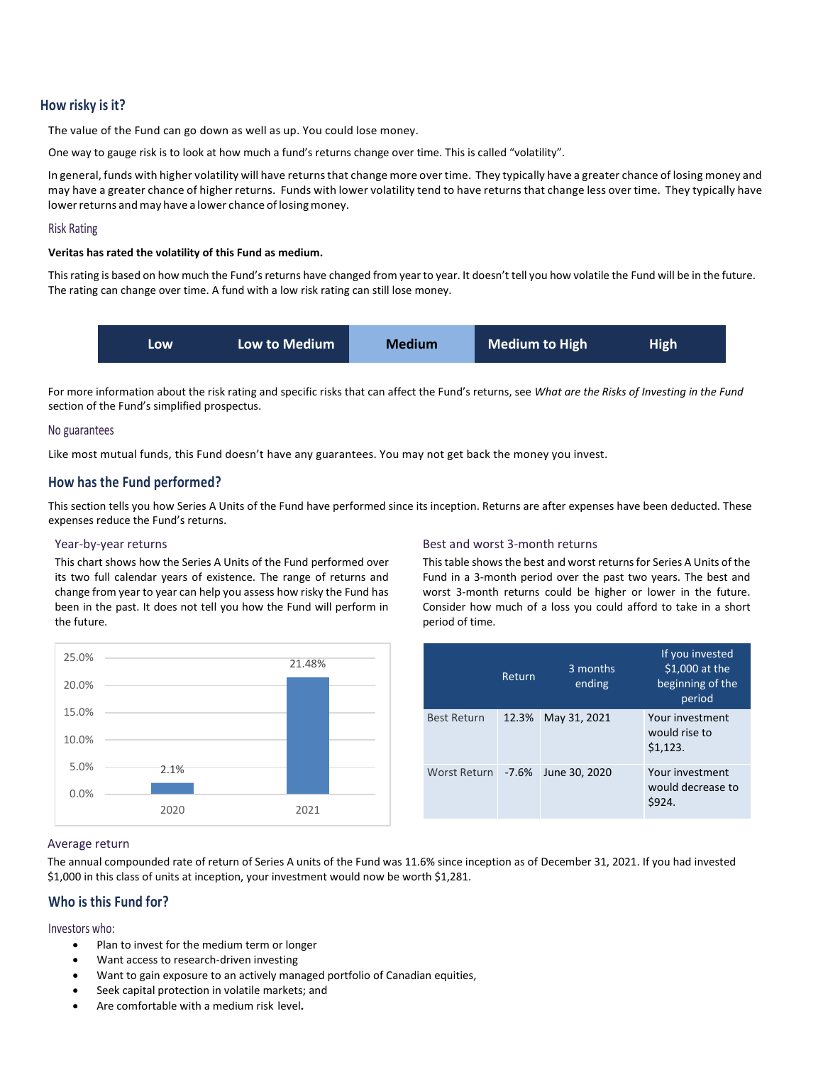## How risky is it?

The value of the Fund can go down as well as up. You could lose money.

One way to gauge risk is to look at how much a fund's returns change over time. This is called "volatility".

In general, funds with higher volatility will have returns that change more over time. They typically have a greater chance of losing money and may have a greater chance of higher returns. Funds with lower volatility tend to have returns that change less over time. They typically have lower returns and may have a lower chance of losing money.

### Risk Rating

**Veritas has rated the volatility of this Fund as medium.**

This rating is based on how much the Fund's returns have changed from year to year. It doesn't tell you how volatile the Fund will be in the future. The rating can change over time. A fund with a low risk rating can still lose money.

| Low | Low to Medium | **Medium** | Medium to High | High |
|---|---|---|---|---|

For more information about the risk rating and specific risks that can affect the Fund's returns, see *What are the Risks of Investing in the Fund* section of the Fund's simplified prospectus.

### No guarantees

Like most mutual funds, this Fund doesn't have any guarantees. You may not get back the money you invest.

## How has the Fund performed?

This section tells you how Series A Units of the Fund have performed since its inception. Returns are after expenses have been deducted. These expenses reduce the Fund's returns.

### Year-by-year returns

This chart shows how the Series A Units of the Fund performed over its two full calendar years of existence. The range of returns and change from year to year can help you assess how risky the Fund has been in the past. It does not tell you how the Fund will perform in the future.

| Year | Return |
|---|---|
| 2020 | 2.1% |
| 2021 | 21.48% |

### Best and worst 3-month returns

This table shows the best and worst returns for Series A Units of the Fund in a 3-month period over the past two years. The best and worst 3-month returns could be higher or lower in the future. Consider how much of a loss you could afford to take in a short period of time.

| | Return | 3 months ending | If you invested $1,000 at the beginning of the period |
|---|---|---|---|
| Best Return | 12.3% | May 31, 2021 | Your investment would rise to $1,123. |
| Worst Return | -7.6% | June 30, 2020 | Your investment would decrease to $924. |

### Average return

The annual compounded rate of return of Series A units of the Fund was 11.6% since inception as of December 31, 2021. If you had invested $1,000 in this class of units at inception, your investment would now be worth $1,281.

## Who is this Fund for?

Investors who:

- Plan to invest for the medium term or longer
- Want access to research-driven investing
- Want to gain exposure to an actively managed portfolio of Canadian equities,
- Seek capital protection in volatile markets; and
- Are comfortable with a medium risk level.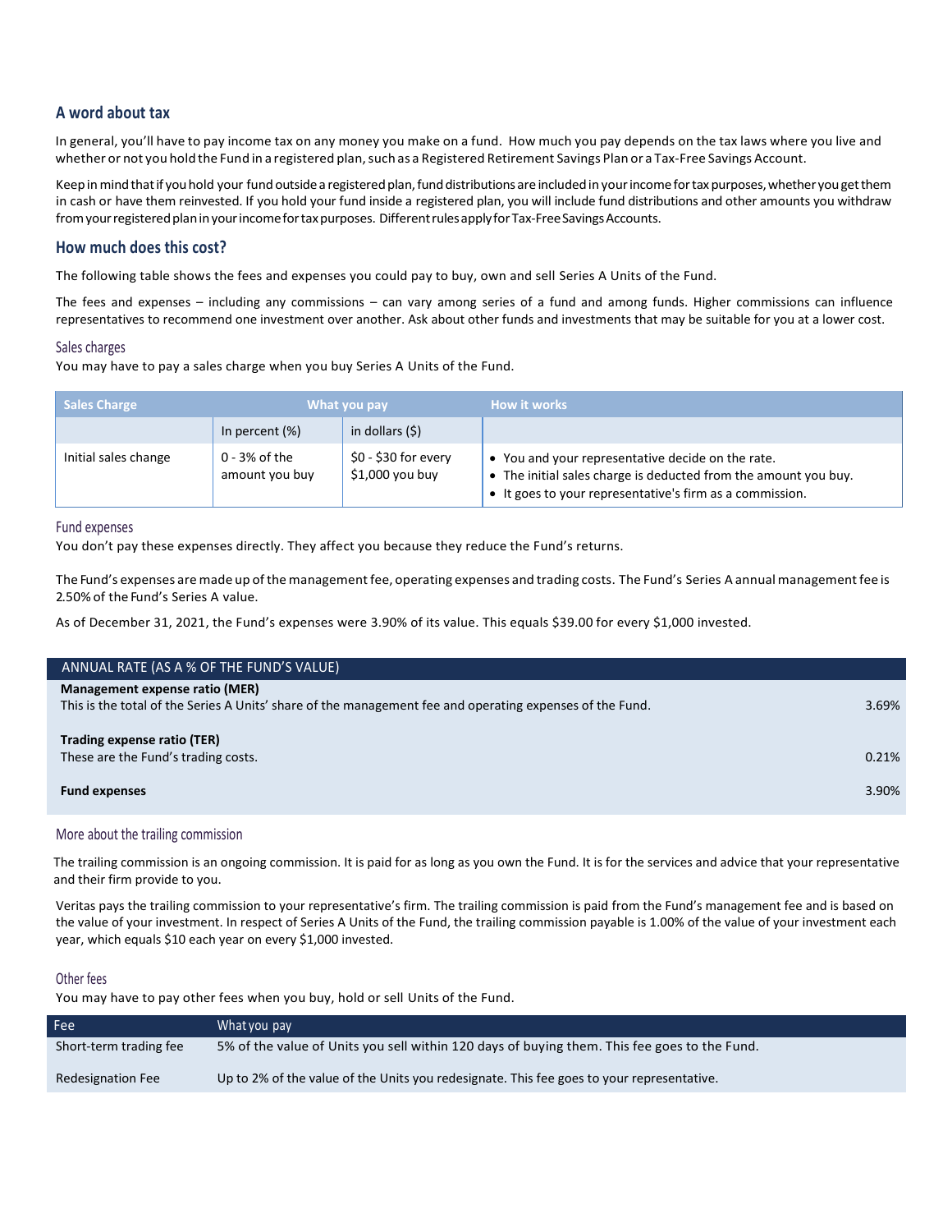## A word about tax

In general, you'll have to pay income tax on any money you make on a fund. How much you pay depends on the tax laws where you live and whether or not you hold the Fund in a registered plan, such as a Registered Retirement Savings Plan or a Tax-Free Savings Account.

Keep in mind that if you hold your fund outside a registered plan, fund distributions are included in your income for tax purposes, whether you get them in cash or have them reinvested. If you hold your fund inside a registered plan, you will include fund distributions and other amounts you withdraw from your registered plan in your income for tax purposes. Different rules apply for Tax-Free Savings Accounts.

## How much does this cost?

The following table shows the fees and expenses you could pay to buy, own and sell Series A Units of the Fund.

The fees and expenses – including any commissions – can vary among series of a fund and among funds. Higher commissions can influence representatives to recommend one investment over another. Ask about other funds and investments that may be suitable for you at a lower cost.

### Sales charges

You may have to pay a sales charge when you buy Series A Units of the Fund.

| Sales Charge | What you pay | | How it works |
|---|---|---|---|
| | In percent (%) | in dollars ($) | |
| Initial sales change | 0 - 3% of the amount you buy | $0 - $30 for every $1,000 you buy | • You and your representative decide on the rate.<br>• The initial sales charge is deducted from the amount you buy.<br>• It goes to your representative's firm as a commission. |

### Fund expenses

You don't pay these expenses directly. They affect you because they reduce the Fund's returns.

The Fund's expenses are made up of the management fee, operating expenses and trading costs. The Fund's Series A annual management fee is 2.50% of the Fund's Series A value.

As of December 31, 2021, the Fund's expenses were 3.90% of its value. This equals $39.00 for every $1,000 invested.

| ANNUAL RATE (AS A % OF THE FUND'S VALUE) | |
|---|---|
| **Management expense ratio (MER)**<br>This is the total of the Series A Units' share of the management fee and operating expenses of the Fund. | 3.69% |
| **Trading expense ratio (TER)**<br>These are the Fund's trading costs. | 0.21% |
| **Fund expenses** | 3.90% |

### More about the trailing commission

The trailing commission is an ongoing commission. It is paid for as long as you own the Fund. It is for the services and advice that your representative and their firm provide to you.

Veritas pays the trailing commission to your representative's firm. The trailing commission is paid from the Fund's management fee and is based on the value of your investment. In respect of Series A Units of the Fund, the trailing commission payable is 1.00% of the value of your investment each year, which equals $10 each year on every $1,000 invested.

### Other fees

You may have to pay other fees when you buy, hold or sell Units of the Fund.

| Fee | What you pay |
|---|---|
| Short-term trading fee | 5% of the value of Units you sell within 120 days of buying them. This fee goes to the Fund. |
| Redesignation Fee | Up to 2% of the value of the Units you redesignate. This fee goes to your representative. |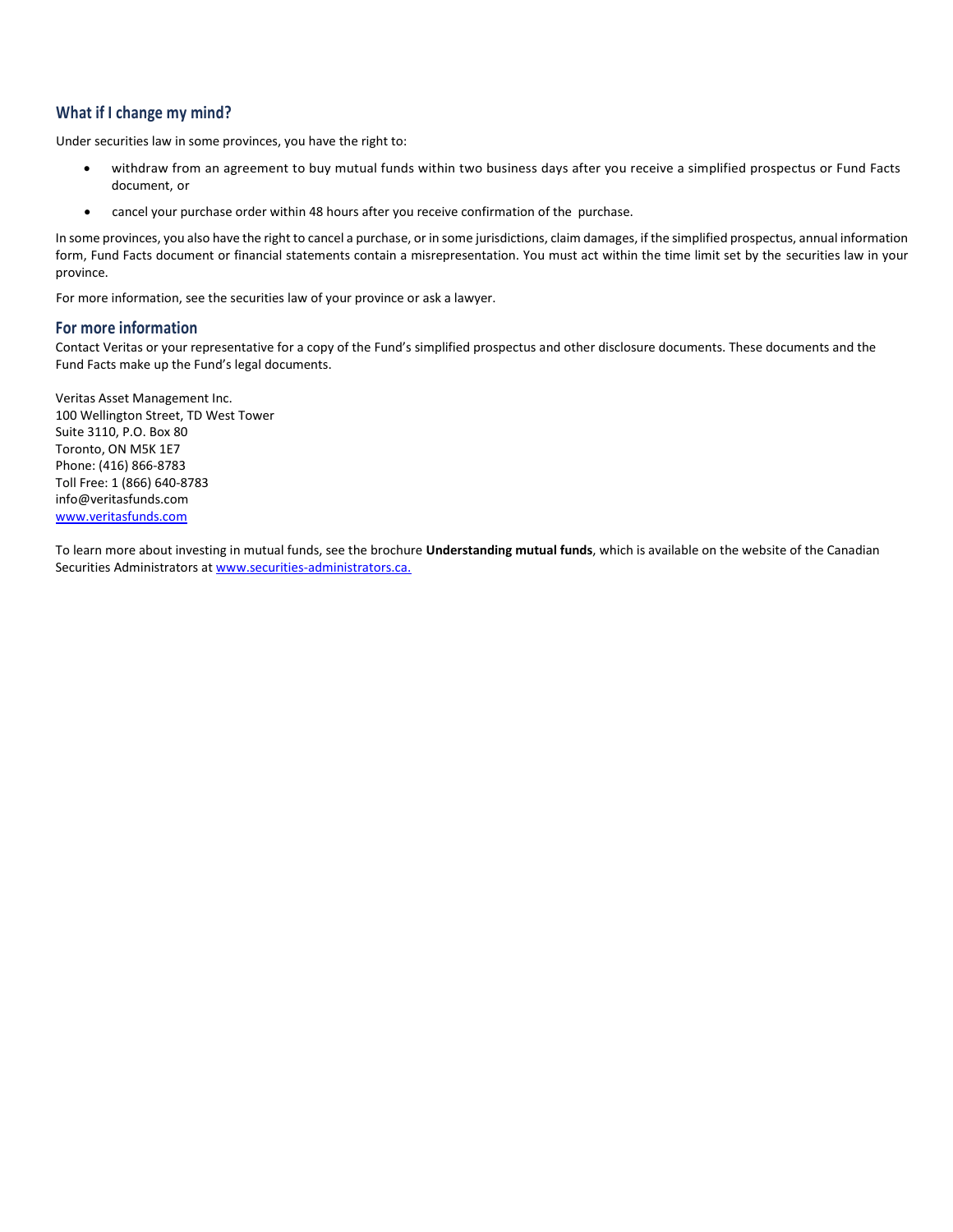## What if I change my mind?

Under securities law in some provinces, you have the right to:

- withdraw from an agreement to buy mutual funds within two business days after you receive a simplified prospectus or Fund Facts document, or
- cancel your purchase order within 48 hours after you receive confirmation of the purchase.

In some provinces, you also have the right to cancel a purchase, or in some jurisdictions, claim damages, if the simplified prospectus, annual information form, Fund Facts document or financial statements contain a misrepresentation. You must act within the time limit set by the securities law in your province.

For more information, see the securities law of your province or ask a lawyer.

## For more information

Contact Veritas or your representative for a copy of the Fund's simplified prospectus and other disclosure documents. These documents and the Fund Facts make up the Fund's legal documents.

Veritas Asset Management Inc.
100 Wellington Street, TD West Tower
Suite 3110, P.O. Box 80
Toronto, ON M5K 1E7
Phone: (416) 866-8783
Toll Free: 1 (866) 640-8783
info@veritasfunds.com
www.veritasfunds.com

To learn more about investing in mutual funds, see the brochure **Understanding mutual funds**, which is available on the website of the Canadian Securities Administrators at www.securities-administrators.ca.